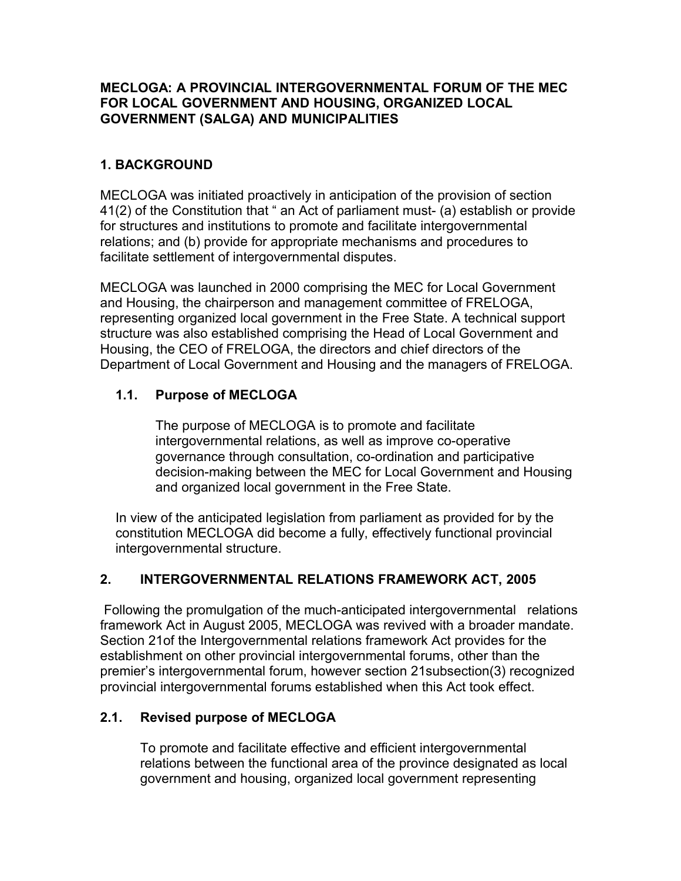**MECLOGA: A PROVINCIAL INTERGOVERNMENTAL FORUM OF THE MEC FOR LOCAL GOVERNMENT AND HOUSING, ORGANIZED LOCAL GOVERNMENT (SALGA) AND MUNICIPALITIES**

## 1. BACKGROUND

MECLOGA was initiated proactively in anticipation of the provision of section 41(2) of the Constitution that " an Act of parliament must- (a) establish or provide for structures and institutions to promote and facilitate intergovernmental relations; and (b) provide for appropriate mechanisms and procedures to facilitate settlement of intergovernmental disputes.

MECLOGA was launched in 2000 comprising the MEC for Local Government and Housing, the chairperson and management committee of FRELOGA, representing organized local government in the Free State. A technical support structure was also established comprising the Head of Local Government and Housing, the CEO of FRELOGA, the directors and chief directors of the Department of Local Government and Housing and the managers of FRELOGA.

### 1.1. Purpose of MECLOGA

The purpose of MECLOGA is to promote and facilitate intergovernmental relations, as well as improve co-operative governance through consultation, co-ordination and participative decision-making between the MEC for Local Government and Housing and organized local government in the Free State.

In view of the anticipated legislation from parliament as provided for by the constitution MECLOGA did become a fully, effectively functional provincial intergovernmental structure.

## 2. INTERGOVERNMENTAL RELATIONS FRAMEWORK ACT, 2005

Following the promulgation of the much-anticipated intergovernmental relations framework Act in August 2005, MECLOGA was revived with a broader mandate. Section 21of the Intergovernmental relations framework Act provides for the establishment on other provincial intergovernmental forums, other than the premier's intergovernmental forum, however section 21subsection(3) recognized provincial intergovernmental forums established when this Act took effect.

### 2.1. Revised purpose of MECLOGA

To promote and facilitate effective and efficient intergovernmental relations between the functional area of the province designated as local government and housing, organized local government representing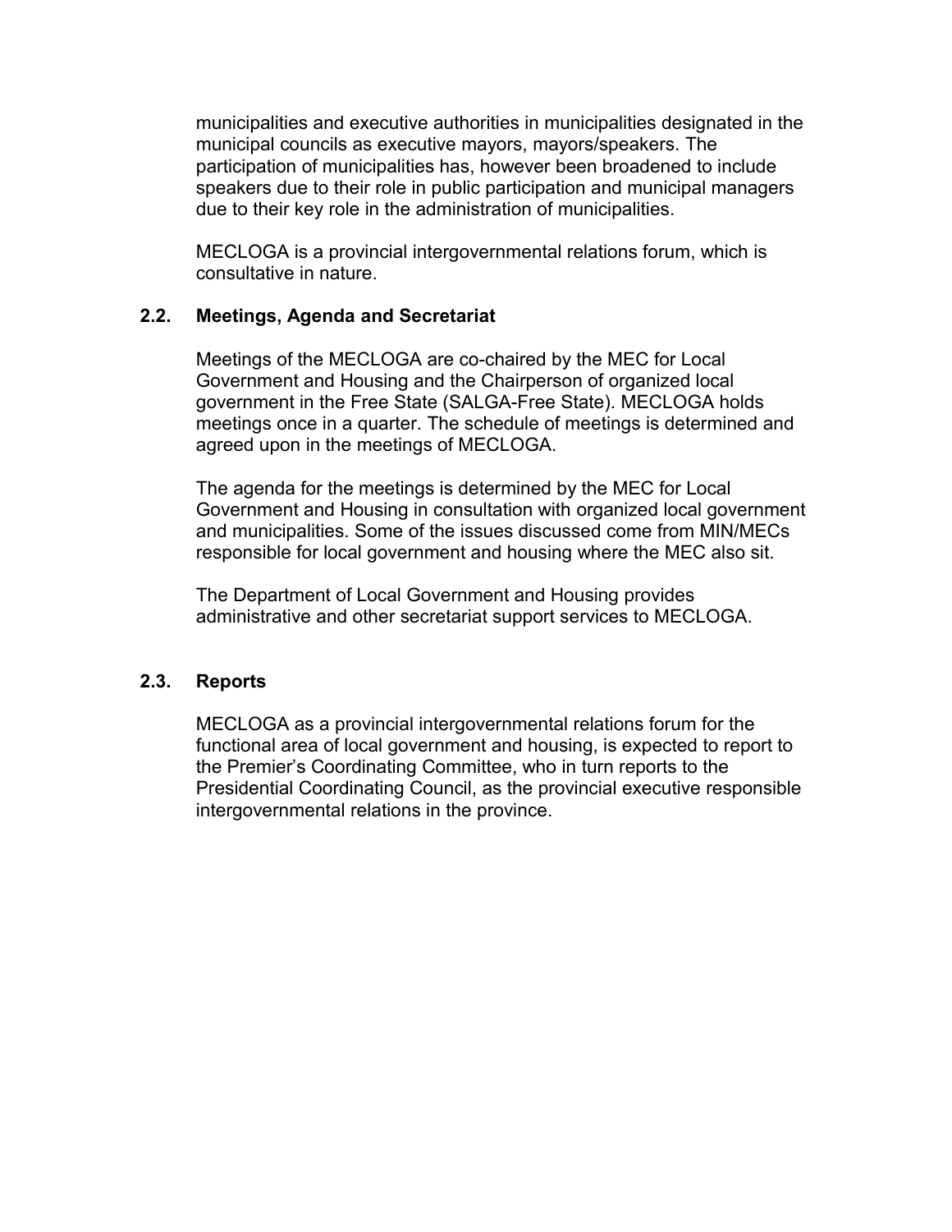municipalities and executive authorities in municipalities designated in the municipal councils as executive mayors, mayors/speakers. The participation of municipalities has, however been broadened to include speakers due to their role in public participation and municipal managers due to their key role in the administration of municipalities.

MECLOGA is a provincial intergovernmental relations forum, which is consultative in nature.

### 2.2. Meetings, Agenda and Secretariat

Meetings of the MECLOGA are co-chaired by the MEC for Local Government and Housing and the Chairperson of organized local government in the Free State (SALGA-Free State). MECLOGA holds meetings once in a quarter. The schedule of meetings is determined and agreed upon in the meetings of MECLOGA.

The agenda for the meetings is determined by the MEC for Local Government and Housing in consultation with organized local government and municipalities. Some of the issues discussed come from MIN/MECs responsible for local government and housing where the MEC also sit.

The Department of Local Government and Housing provides administrative and other secretariat support services to MECLOGA.

### 2.3. Reports

MECLOGA as a provincial intergovernmental relations forum for the functional area of local government and housing, is expected to report to the Premier's Coordinating Committee, who in turn reports to the Presidential Coordinating Council, as the provincial executive responsible intergovernmental relations in the province.